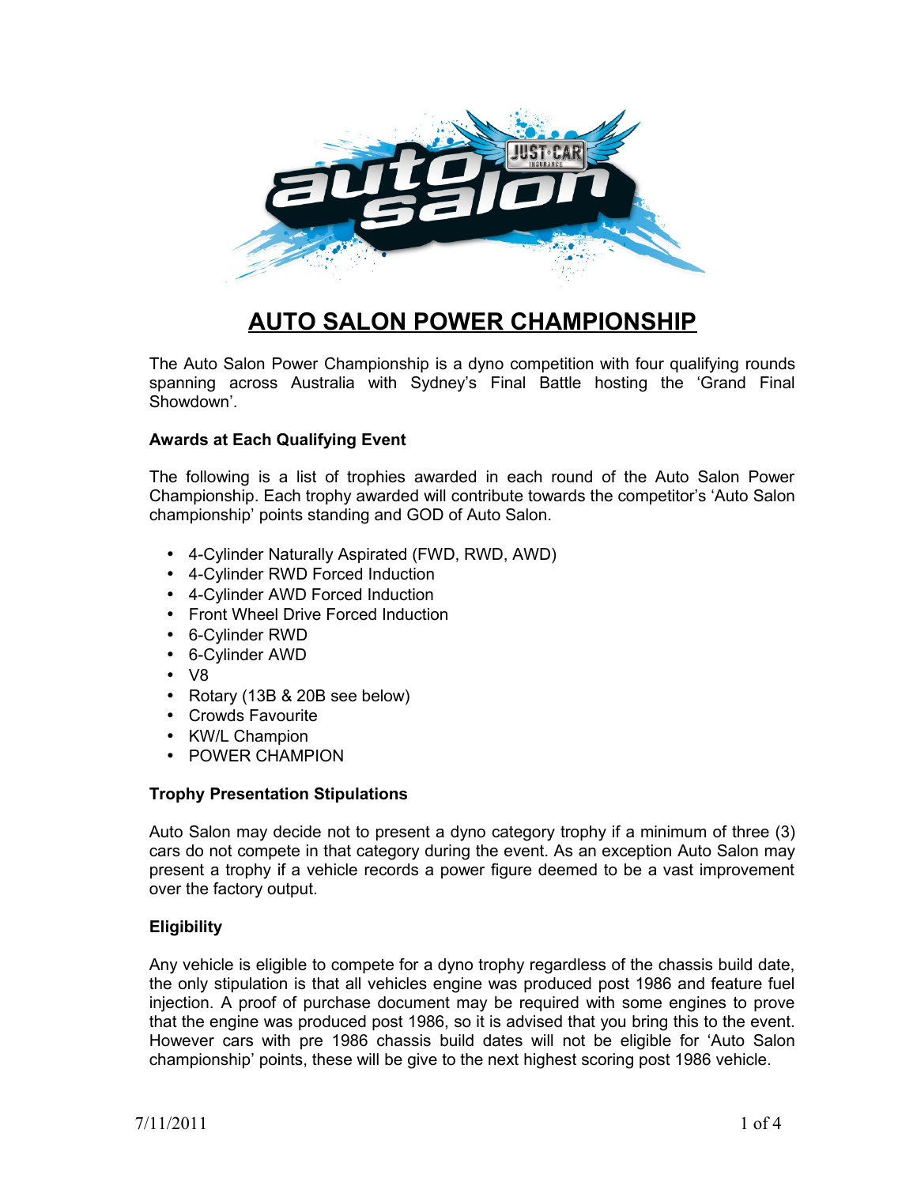# AUTO SALON POWER CHAMPIONSHIP

The Auto Salon Power Championship is a dyno competition with four qualifying rounds spanning across Australia with Sydney's Final Battle hosting the 'Grand Final Showdown'.

**Awards at Each Qualifying Event**

The following is a list of trophies awarded in each round of the Auto Salon Power Championship. Each trophy awarded will contribute towards the competitor's 'Auto Salon championship' points standing and GOD of Auto Salon.

- 4-Cylinder Naturally Aspirated (FWD, RWD, AWD)
- 4-Cylinder RWD Forced Induction
- 4-Cylinder AWD Forced Induction
- Front Wheel Drive Forced Induction
- 6-Cylinder RWD
- 6-Cylinder AWD
- V8
- Rotary (13B & 20B see below)
- Crowds Favourite
- KW/L Champion
- POWER CHAMPION

**Trophy Presentation Stipulations**

Auto Salon may decide not to present a dyno category trophy if a minimum of three (3) cars do not compete in that category during the event. As an exception Auto Salon may present a trophy if a vehicle records a power figure deemed to be a vast improvement over the factory output.

**Eligibility**

Any vehicle is eligible to compete for a dyno trophy regardless of the chassis build date, the only stipulation is that all vehicles engine was produced post 1986 and feature fuel injection. A proof of purchase document may be required with some engines to prove that the engine was produced post 1986, so it is advised that you bring this to the event. However cars with pre 1986 chassis build dates will not be eligible for 'Auto Salon championship' points, these will be give to the next highest scoring post 1986 vehicle.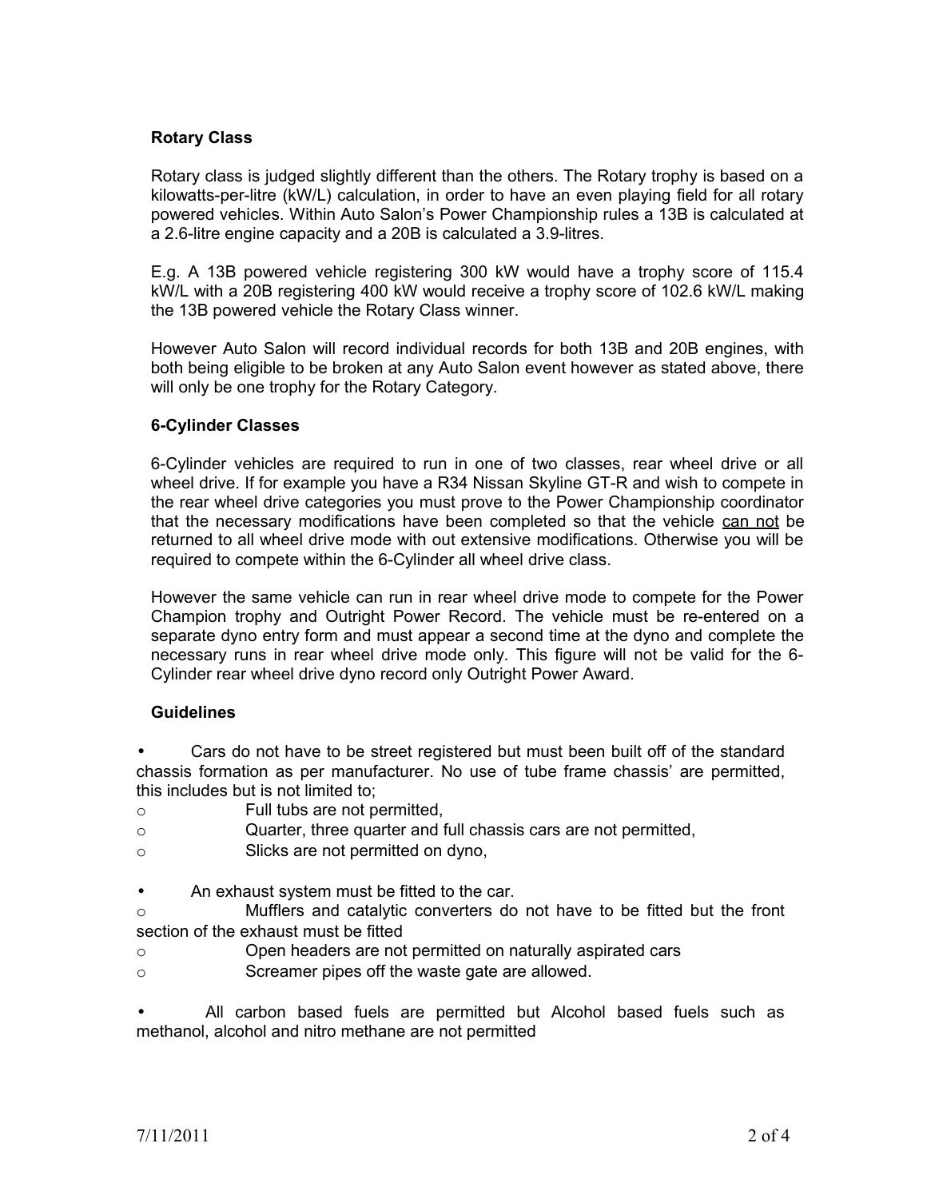**Rotary Class**

Rotary class is judged slightly different than the others. The Rotary trophy is based on a kilowatts-per-litre (kW/L) calculation, in order to have an even playing field for all rotary powered vehicles. Within Auto Salon's Power Championship rules a 13B is calculated at a 2.6-litre engine capacity and a 20B is calculated a 3.9-litres.

E.g. A 13B powered vehicle registering 300 kW would have a trophy score of 115.4 kW/L with a 20B registering 400 kW would receive a trophy score of 102.6 kW/L making the 13B powered vehicle the Rotary Class winner.

However Auto Salon will record individual records for both 13B and 20B engines, with both being eligible to be broken at any Auto Salon event however as stated above, there will only be one trophy for the Rotary Category.

**6-Cylinder Classes**

6-Cylinder vehicles are required to run in one of two classes, rear wheel drive or all wheel drive. If for example you have a R34 Nissan Skyline GT-R and wish to compete in the rear wheel drive categories you must prove to the Power Championship coordinator that the necessary modifications have been completed so that the vehicle <u>can not</u> be returned to all wheel drive mode with out extensive modifications. Otherwise you will be required to compete within the 6-Cylinder all wheel drive class.

However the same vehicle can run in rear wheel drive mode to compete for the Power Champion trophy and Outright Power Record. The vehicle must be re-entered on a separate dyno entry form and must appear a second time at the dyno and complete the necessary runs in rear wheel drive mode only. This figure will not be valid for the 6-Cylinder rear wheel drive dyno record only Outright Power Award.

**Guidelines**

- Cars do not have to be street registered but must been built off of the standard chassis formation as per manufacturer. No use of tube frame chassis' are permitted, this includes but is not limited to;
  - Full tubs are not permitted,
  - Quarter, three quarter and full chassis cars are not permitted,
  - Slicks are not permitted on dyno,

- An exhaust system must be fitted to the car.
  - Mufflers and catalytic converters do not have to be fitted but the front section of the exhaust must be fitted
  - Open headers are not permitted on naturally aspirated cars
  - Screamer pipes off the waste gate are allowed.

- All carbon based fuels are permitted but Alcohol based fuels such as methanol, alcohol and nitro methane are not permitted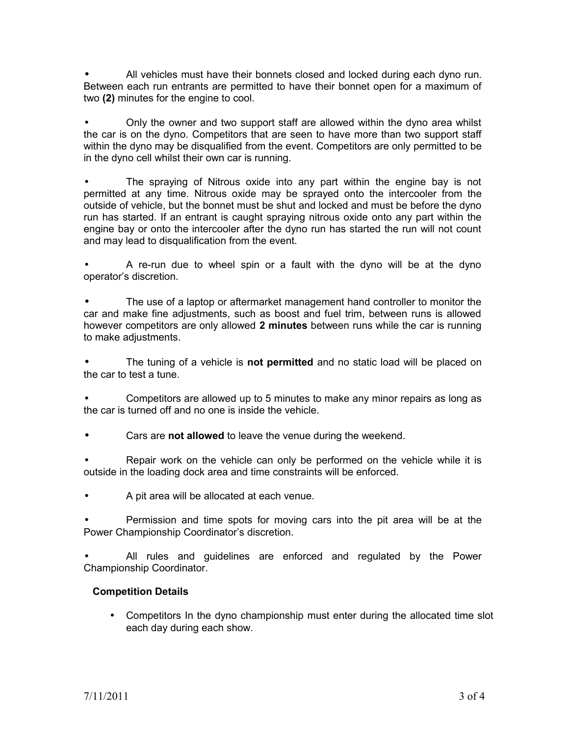- All vehicles must have their bonnets closed and locked during each dyno run. Between each run entrants are permitted to have their bonnet open for a maximum of two **(2)** minutes for the engine to cool.

- Only the owner and two support staff are allowed within the dyno area whilst the car is on the dyno. Competitors that are seen to have more than two support staff within the dyno may be disqualified from the event. Competitors are only permitted to be in the dyno cell whilst their own car is running.

- The spraying of Nitrous oxide into any part within the engine bay is not permitted at any time. Nitrous oxide may be sprayed onto the intercooler from the outside of vehicle, but the bonnet must be shut and locked and must be before the dyno run has started. If an entrant is caught spraying nitrous oxide onto any part within the engine bay or onto the intercooler after the dyno run has started the run will not count and may lead to disqualification from the event.

- A re-run due to wheel spin or a fault with the dyno will be at the dyno operator's discretion.

- The use of a laptop or aftermarket management hand controller to monitor the car and make fine adjustments, such as boost and fuel trim, between runs is allowed however competitors are only allowed **2 minutes** between runs while the car is running to make adjustments.

- The tuning of a vehicle is **not permitted** and no static load will be placed on the car to test a tune.

- Competitors are allowed up to 5 minutes to make any minor repairs as long as the car is turned off and no one is inside the vehicle.

- Cars are **not allowed** to leave the venue during the weekend.

- Repair work on the vehicle can only be performed on the vehicle while it is outside in the loading dock area and time constraints will be enforced.

- A pit area will be allocated at each venue.

- Permission and time spots for moving cars into the pit area will be at the Power Championship Coordinator's discretion.

- All rules and guidelines are enforced and regulated by the Power Championship Coordinator.

**Competition Details**

- Competitors In the dyno championship must enter during the allocated time slot each day during each show.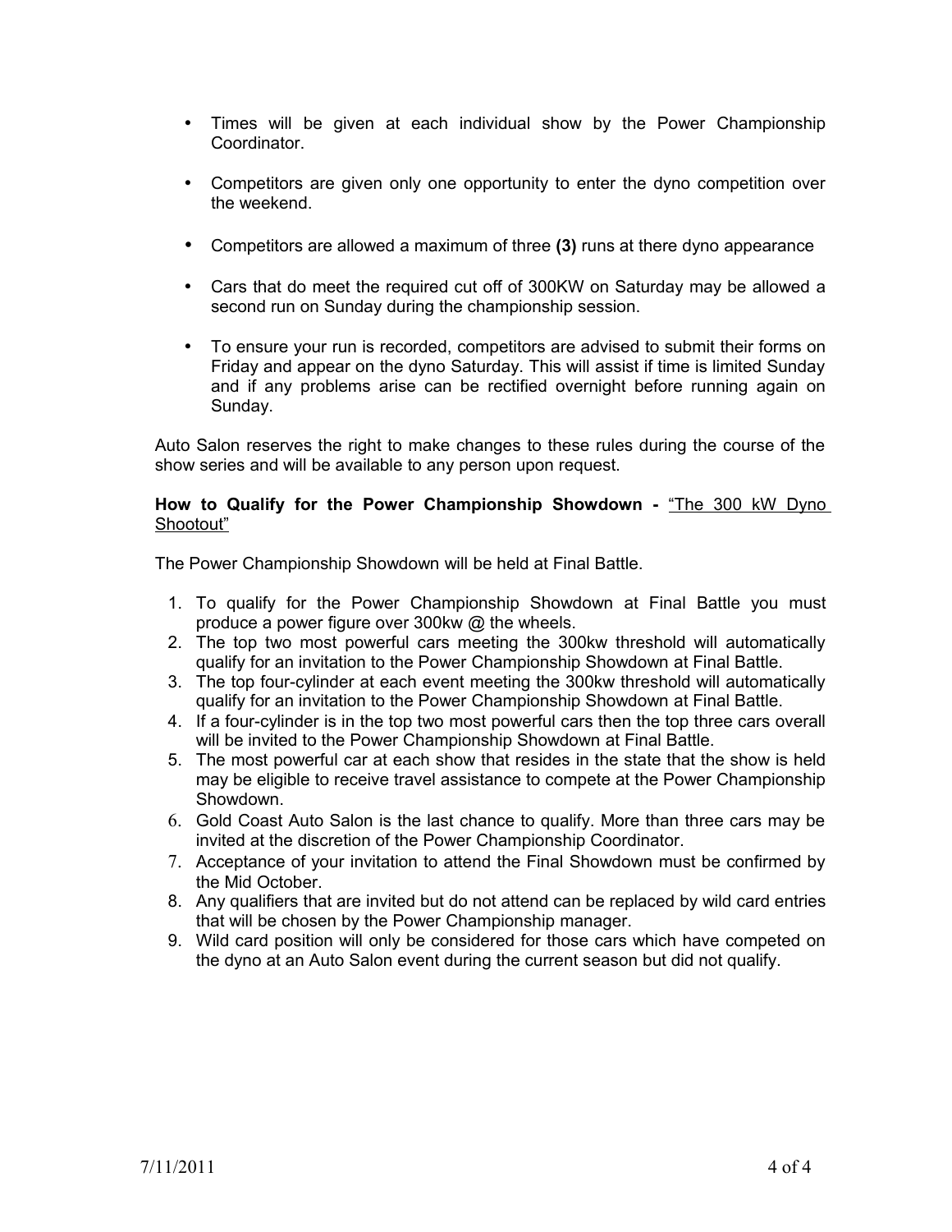- Times will be given at each individual show by the Power Championship Coordinator.
- Competitors are given only one opportunity to enter the dyno competition over the weekend.
- Competitors are allowed a maximum of three **(3)** runs at there dyno appearance
- Cars that do meet the required cut off of 300KW on Saturday may be allowed a second run on Sunday during the championship session.
- To ensure your run is recorded, competitors are advised to submit their forms on Friday and appear on the dyno Saturday. This will assist if time is limited Sunday and if any problems arise can be rectified overnight before running again on Sunday.

Auto Salon reserves the right to make changes to these rules during the course of the show series and will be available to any person upon request.

**How to Qualify for the Power Championship Showdown -** "The 300 kW Dyno Shootout"

The Power Championship Showdown will be held at Final Battle.

1. To qualify for the Power Championship Showdown at Final Battle you must produce a power figure over 300kw @ the wheels.
2. The top two most powerful cars meeting the 300kw threshold will automatically qualify for an invitation to the Power Championship Showdown at Final Battle.
3. The top four-cylinder at each event meeting the 300kw threshold will automatically qualify for an invitation to the Power Championship Showdown at Final Battle.
4. If a four-cylinder is in the top two most powerful cars then the top three cars overall will be invited to the Power Championship Showdown at Final Battle.
5. The most powerful car at each show that resides in the state that the show is held may be eligible to receive travel assistance to compete at the Power Championship Showdown.
6. Gold Coast Auto Salon is the last chance to qualify. More than three cars may be invited at the discretion of the Power Championship Coordinator.
7. Acceptance of your invitation to attend the Final Showdown must be confirmed by the Mid October.
8. Any qualifiers that are invited but do not attend can be replaced by wild card entries that will be chosen by the Power Championship manager.
9. Wild card position will only be considered for those cars which have competed on the dyno at an Auto Salon event during the current season but did not qualify.